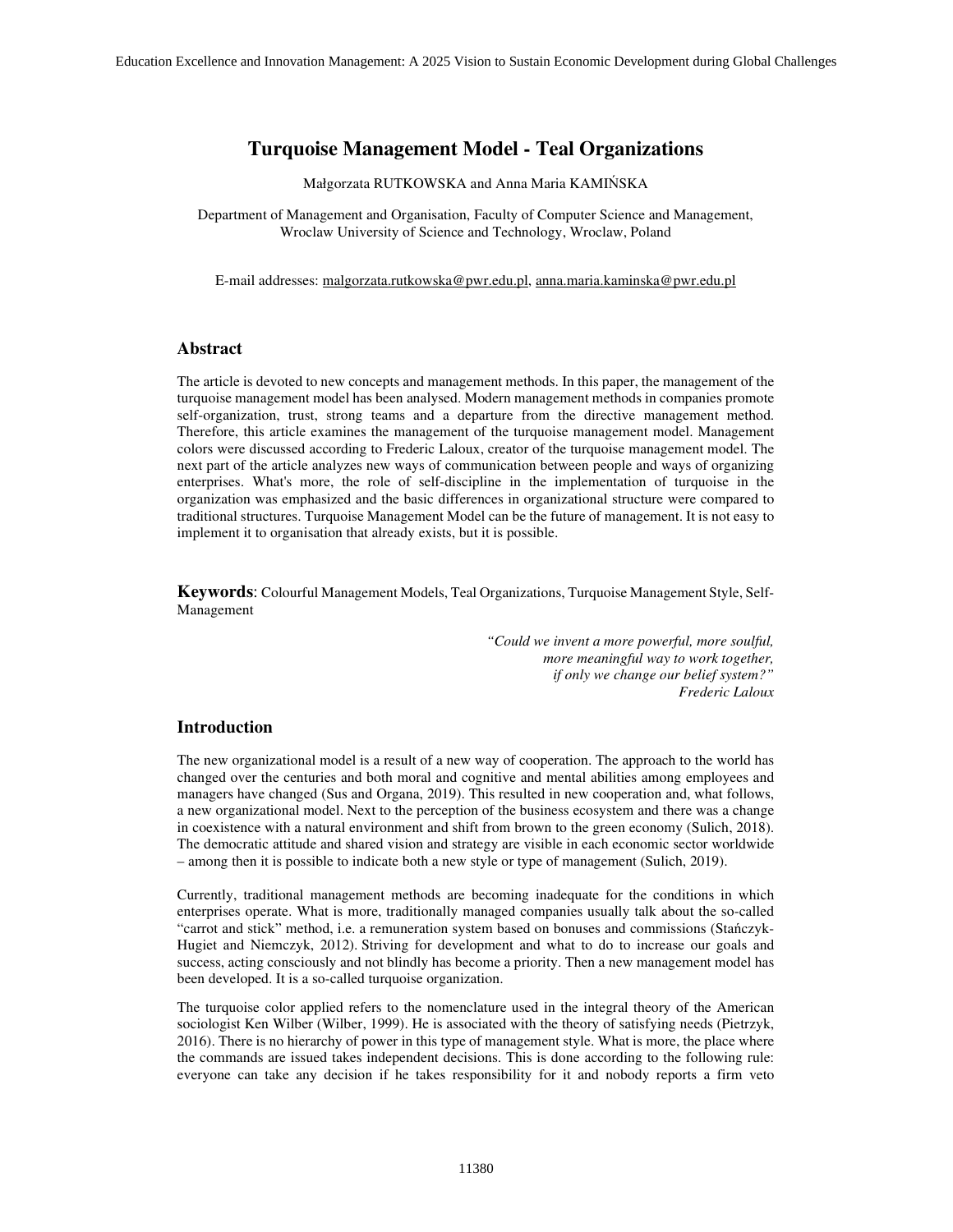# Turquoise Management Model - Teal Organizations

Małgorzata RUTKOWSKA and Anna Maria KAMIŃSKA

Department of Management and Organisation, Faculty of Computer Science and Management, Wroclaw University of Science and Technology, Wroclaw, Poland

E-mail addresses: malgorzata.rutkowska@pwr.edu.pl, anna.maria.kaminska@pwr.edu.pl

## Abstract

The article is devoted to new concepts and management methods. In this paper, the management of the turquoise management model has been analysed. Modern management methods in companies promote self-organization, trust, strong teams and a departure from the directive management method. Therefore, this article examines the management of the turquoise management model. Management colors were discussed according to Frederic Laloux, creator of the turquoise management model. The next part of the article analyzes new ways of communication between people and ways of organizing enterprises. What's more, the role of self-discipline in the implementation of turquoise in the organization was emphasized and the basic differences in organizational structure were compared to traditional structures. Turquoise Management Model can be the future of management. It is not easy to implement it to organisation that already exists, but it is possible.

**Keywords**: Colourful Management Models, Teal Organizations, Turquoise Management Style, Self-Management

> *"Could we invent a more powerful, more soulful,*
> *more meaningful way to work together,*
> *if only we change our belief system?"*
> *Frederic Laloux*

## Introduction

The new organizational model is a result of a new way of cooperation. The approach to the world has changed over the centuries and both moral and cognitive and mental abilities among employees and managers have changed (Sus and Organa, 2019). This resulted in new cooperation and, what follows, a new organizational model. Next to the perception of the business ecosystem and there was a change in coexistence with a natural environment and shift from brown to the green economy (Sulich, 2018). The democratic attitude and shared vision and strategy are visible in each economic sector worldwide – among then it is possible to indicate both a new style or type of management (Sulich, 2019).

Currently, traditional management methods are becoming inadequate for the conditions in which enterprises operate. What is more, traditionally managed companies usually talk about the so-called "carrot and stick" method, i.e. a remuneration system based on bonuses and commissions (Stańczyk-Hugiet and Niemczyk, 2012). Striving for development and what to do to increase our goals and success, acting consciously and not blindly has become a priority. Then a new management model has been developed. It is a so-called turquoise organization.

The turquoise color applied refers to the nomenclature used in the integral theory of the American sociologist Ken Wilber (Wilber, 1999). He is associated with the theory of satisfying needs (Pietrzyk, 2016). There is no hierarchy of power in this type of management style. What is more, the place where the commands are issued takes independent decisions. This is done according to the following rule: everyone can take any decision if he takes responsibility for it and nobody reports a firm veto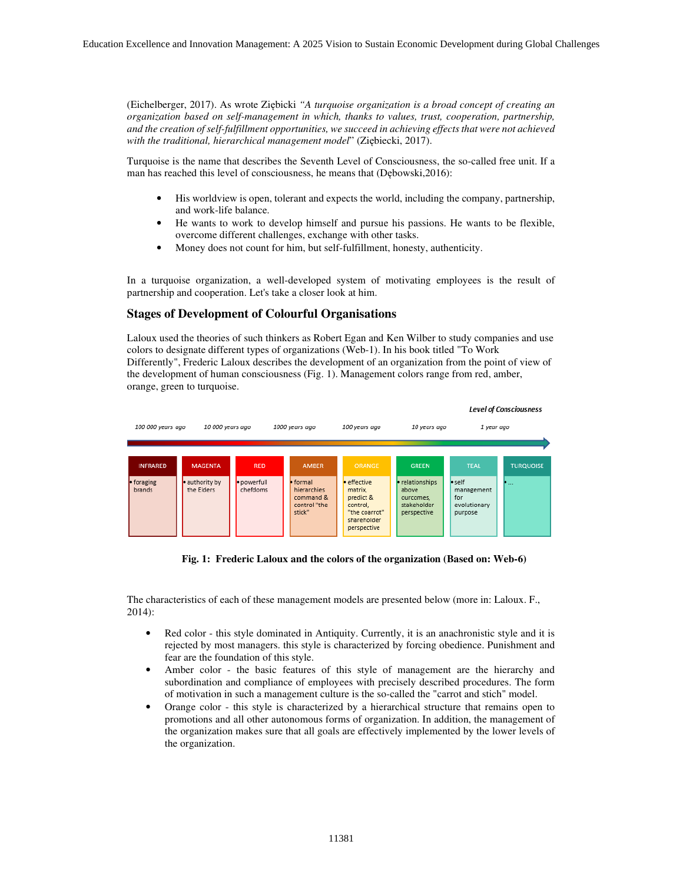(Eichelberger, 2017). As wrote Ziębicki *"A turquoise organization is a broad concept of creating an organization based on self-management in which, thanks to values, trust, cooperation, partnership, and the creation of self-fulfillment opportunities, we succeed in achieving effects that were not achieved with the traditional, hierarchical management model*" (Ziębiecki, 2017).

Turquoise is the name that describes the Seventh Level of Consciousness, the so-called free unit. If a man has reached this level of consciousness, he means that (Dębowski,2016):

- His worldview is open, tolerant and expects the world, including the company, partnership, and work-life balance.
- He wants to work to develop himself and pursue his passions. He wants to be flexible, overcome different challenges, exchange with other tasks.
- Money does not count for him, but self-fulfillment, honesty, authenticity.

In a turquoise organization, a well-developed system of motivating employees is the result of partnership and cooperation. Let's take a closer look at him.

## Stages of Development of Colourful Organisations

Laloux used the theories of such thinkers as Robert Egan and Ken Wilber to study companies and use colors to designate different types of organizations (Web-1). In his book titled "To Work Differently", Frederic Laloux describes the development of an organization from the point of view of the development of human consciousness (Fig. 1). Management colors range from red, amber, orange, green to turquoise.

*Level of Consciousness*

*100 000 years ago* — *10 000 years ago* — *1000 years ago* — *100 years ago* — *10 years ago* — *1 year ago*

| INFRARED | MAGENTA | RED | AMBER | ORANGE | GREEN | TEAL | TURQUOISE |
|---|---|---|---|---|---|---|---|
| • foraging brands | • authority by the Elders | • powerfull chefdoms | • formal hierarchies command & control "the stick" | • effective matrix, predict & control, "the coarrot" shareholder perspective | • relationships above curcomes, stakeholder perspective | • self management for evolutionary purpose | • ... |

**Fig. 1: Frederic Laloux and the colors of the organization (Based on: Web-6)**

The characteristics of each of these management models are presented below (more in: Laloux. F., 2014):

- Red color - this style dominated in Antiquity. Currently, it is an anachronistic style and it is rejected by most managers. this style is characterized by forcing obedience. Punishment and fear are the foundation of this style.
- Amber color - the basic features of this style of management are the hierarchy and subordination and compliance of employees with precisely described procedures. The form of motivation in such a management culture is the so-called the "carrot and stich" model.
- Orange color - this style is characterized by a hierarchical structure that remains open to promotions and all other autonomous forms of organization. In addition, the management of the organization makes sure that all goals are effectively implemented by the lower levels of the organization.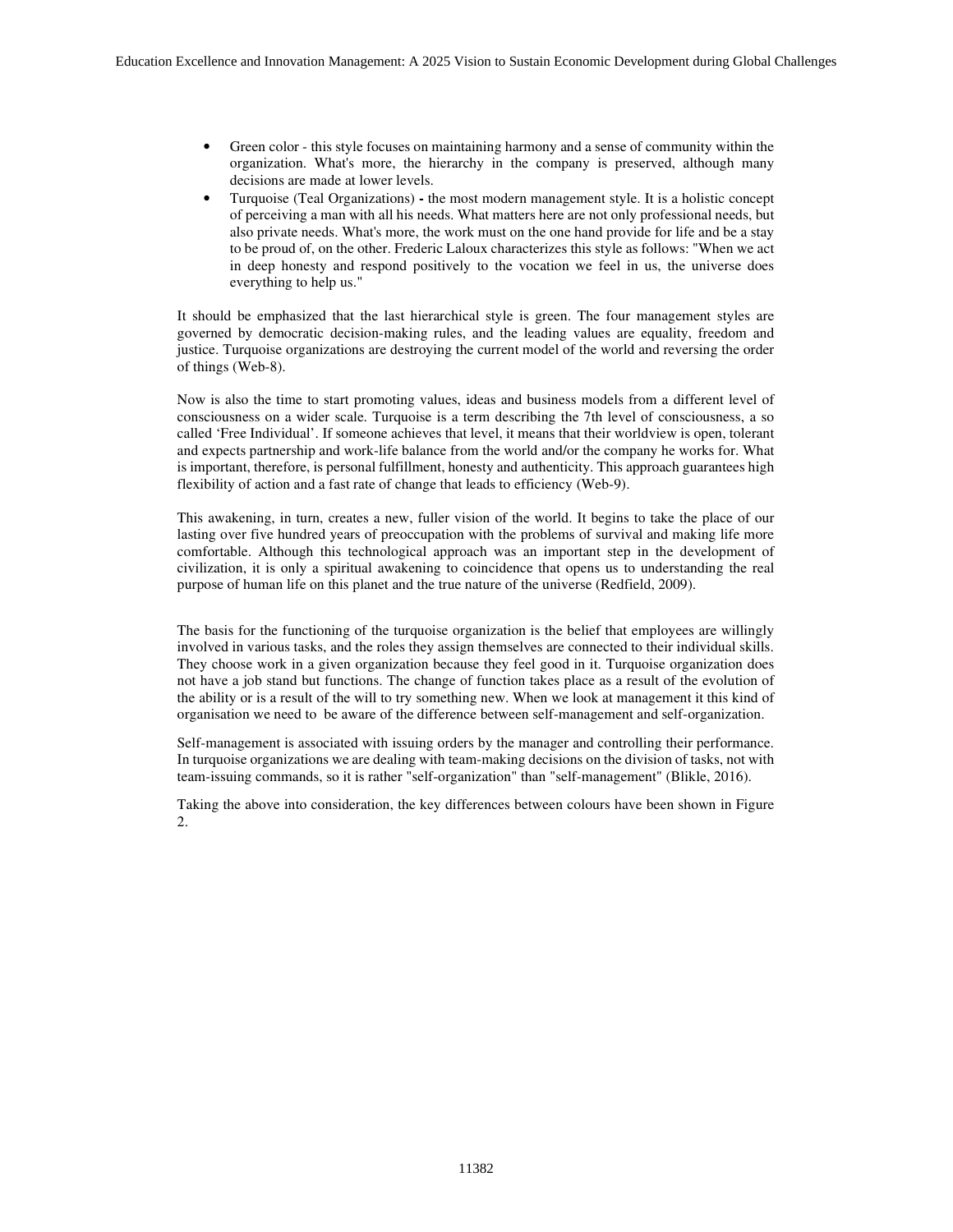- Green color - this style focuses on maintaining harmony and a sense of community within the organization. What's more, the hierarchy in the company is preserved, although many decisions are made at lower levels.
- Turquoise (Teal Organizations) **-** the most modern management style. It is a holistic concept of perceiving a man with all his needs. What matters here are not only professional needs, but also private needs. What's more, the work must on the one hand provide for life and be a stay to be proud of, on the other. Frederic Laloux characterizes this style as follows: "When we act in deep honesty and respond positively to the vocation we feel in us, the universe does everything to help us."

It should be emphasized that the last hierarchical style is green. The four management styles are governed by democratic decision-making rules, and the leading values are equality, freedom and justice. Turquoise organizations are destroying the current model of the world and reversing the order of things (Web-8).

Now is also the time to start promoting values, ideas and business models from a different level of consciousness on a wider scale. Turquoise is a term describing the 7th level of consciousness, a so called 'Free Individual'. If someone achieves that level, it means that their worldview is open, tolerant and expects partnership and work-life balance from the world and/or the company he works for. What is important, therefore, is personal fulfillment, honesty and authenticity. This approach guarantees high flexibility of action and a fast rate of change that leads to efficiency (Web-9).

This awakening, in turn, creates a new, fuller vision of the world. It begins to take the place of our lasting over five hundred years of preoccupation with the problems of survival and making life more comfortable. Although this technological approach was an important step in the development of civilization, it is only a spiritual awakening to coincidence that opens us to understanding the real purpose of human life on this planet and the true nature of the universe (Redfield, 2009).

The basis for the functioning of the turquoise organization is the belief that employees are willingly involved in various tasks, and the roles they assign themselves are connected to their individual skills. They choose work in a given organization because they feel good in it. Turquoise organization does not have a job stand but functions. The change of function takes place as a result of the evolution of the ability or is a result of the will to try something new. When we look at management it this kind of organisation we need to be aware of the difference between self-management and self-organization.

Self-management is associated with issuing orders by the manager and controlling their performance. In turquoise organizations we are dealing with team-making decisions on the division of tasks, not with team-issuing commands, so it is rather "self-organization" than "self-management" (Blikle, 2016).

Taking the above into consideration, the key differences between colours have been shown in Figure 2.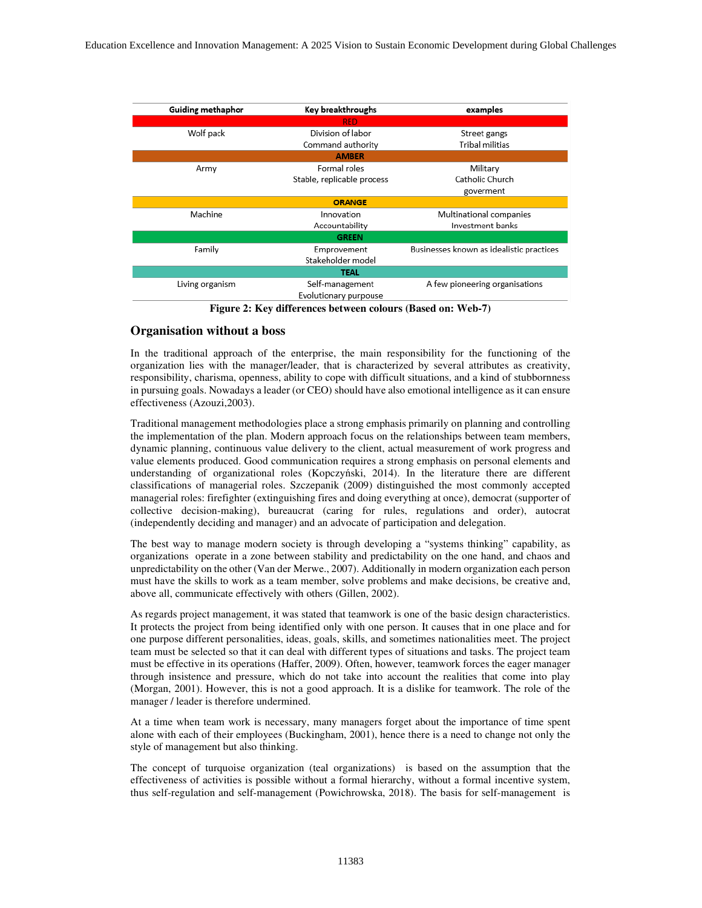| Guiding methaphor | Key breakthroughs | examples |
|---|---|---|
| **RED** | | |
| Wolf pack | Division of labor<br>Command authority | Street gangs<br>Tribal militias |
| **AMBER** | | |
| Army | Formal roles<br>Stable, replicable process | Military<br>Catholic Church<br>goverment |
| **ORANGE** | | |
| Machine | Innovation<br>Accountability | Multinational companies<br>Investment banks |
| **GREEN** | | |
| Family | Empowerment<br>Stakeholder model | Businesses known as idealistic practices |
| **TEAL** | | |
| Living organism | Self-management<br>Evolutionary purpose | A few pioneering organisations |

**Figure 2: Key differences between colours (Based on: Web-7)**

## Organisation without a boss

In the traditional approach of the enterprise, the main responsibility for the functioning of the organization lies with the manager/leader, that is characterized by several attributes as creativity, responsibility, charisma, openness, ability to cope with difficult situations, and a kind of stubbornness in pursuing goals. Nowadays a leader (or CEO) should have also emotional intelligence as it can ensure effectiveness (Azouzi,2003).

Traditional management methodologies place a strong emphasis primarily on planning and controlling the implementation of the plan. Modern approach focus on the relationships between team members, dynamic planning, continuous value delivery to the client, actual measurement of work progress and value elements produced. Good communication requires a strong emphasis on personal elements and understanding of organizational roles (Kopczyński, 2014). In the literature there are different classifications of managerial roles. Szczepanik (2009) distinguished the most commonly accepted managerial roles: firefighter (extinguishing fires and doing everything at once), democrat (supporter of collective decision-making), bureaucrat (caring for rules, regulations and order), autocrat (independently deciding and manager) and an advocate of participation and delegation.

The best way to manage modern society is through developing a "systems thinking" capability, as organizations operate in a zone between stability and predictability on the one hand, and chaos and unpredictability on the other (Van der Merwe., 2007). Additionally in modern organization each person must have the skills to work as a team member, solve problems and make decisions, be creative and, above all, communicate effectively with others (Gillen, 2002).

As regards project management, it was stated that teamwork is one of the basic design characteristics. It protects the project from being identified only with one person. It causes that in one place and for one purpose different personalities, ideas, goals, skills, and sometimes nationalities meet. The project team must be selected so that it can deal with different types of situations and tasks. The project team must be effective in its operations (Haffer, 2009). Often, however, teamwork forces the eager manager through insistence and pressure, which do not take into account the realities that come into play (Morgan, 2001). However, this is not a good approach. It is a dislike for teamwork. The role of the manager / leader is therefore undermined.

At a time when team work is necessary, many managers forget about the importance of time spent alone with each of their employees (Buckingham, 2001), hence there is a need to change not only the style of management but also thinking.

The concept of turquoise organization (teal organizations) is based on the assumption that the effectiveness of activities is possible without a formal hierarchy, without a formal incentive system, thus self-regulation and self-management (Powichrowska, 2018). The basis for self-management is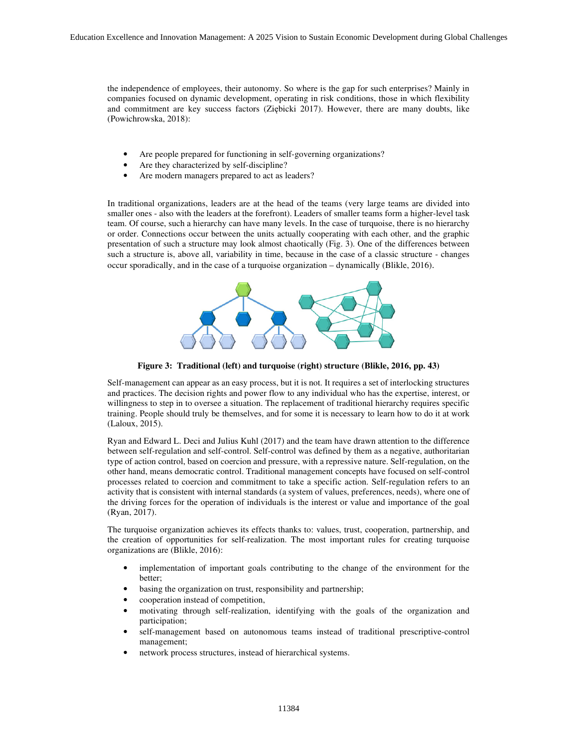the independence of employees, their autonomy. So where is the gap for such enterprises? Mainly in companies focused on dynamic development, operating in risk conditions, those in which flexibility and commitment are key success factors (Ziębicki 2017). However, there are many doubts, like (Powichrowska, 2018):

- Are people prepared for functioning in self-governing organizations?
- Are they characterized by self-discipline?
- Are modern managers prepared to act as leaders?

In traditional organizations, leaders are at the head of the teams (very large teams are divided into smaller ones - also with the leaders at the forefront). Leaders of smaller teams form a higher-level task team. Of course, such a hierarchy can have many levels. In the case of turquoise, there is no hierarchy or order. Connections occur between the units actually cooperating with each other, and the graphic presentation of such a structure may look almost chaotically (Fig. 3). One of the differences between such a structure is, above all, variability in time, because in the case of a classic structure - changes occur sporadically, and in the case of a turquoise organization – dynamically (Blikle, 2016).

**Figure 3: Traditional (left) and turquoise (right) structure (Blikle, 2016, pp. 43)**

Self-management can appear as an easy process, but it is not. It requires a set of interlocking structures and practices. The decision rights and power flow to any individual who has the expertise, interest, or willingness to step in to oversee a situation. The replacement of traditional hierarchy requires specific training. People should truly be themselves, and for some it is necessary to learn how to do it at work (Laloux, 2015).

Ryan and Edward L. Deci and Julius Kuhl (2017) and the team have drawn attention to the difference between self-regulation and self-control. Self-control was defined by them as a negative, authoritarian type of action control, based on coercion and pressure, with a repressive nature. Self-regulation, on the other hand, means democratic control. Traditional management concepts have focused on self-control processes related to coercion and commitment to take a specific action. Self-regulation refers to an activity that is consistent with internal standards (a system of values, preferences, needs), where one of the driving forces for the operation of individuals is the interest or value and importance of the goal (Ryan, 2017).

The turquoise organization achieves its effects thanks to: values, trust, cooperation, partnership, and the creation of opportunities for self-realization. The most important rules for creating turquoise organizations are (Blikle, 2016):

- implementation of important goals contributing to the change of the environment for the better;
- basing the organization on trust, responsibility and partnership;
- cooperation instead of competition,
- motivating through self-realization, identifying with the goals of the organization and participation;
- self-management based on autonomous teams instead of traditional prescriptive-control management;
- network process structures, instead of hierarchical systems.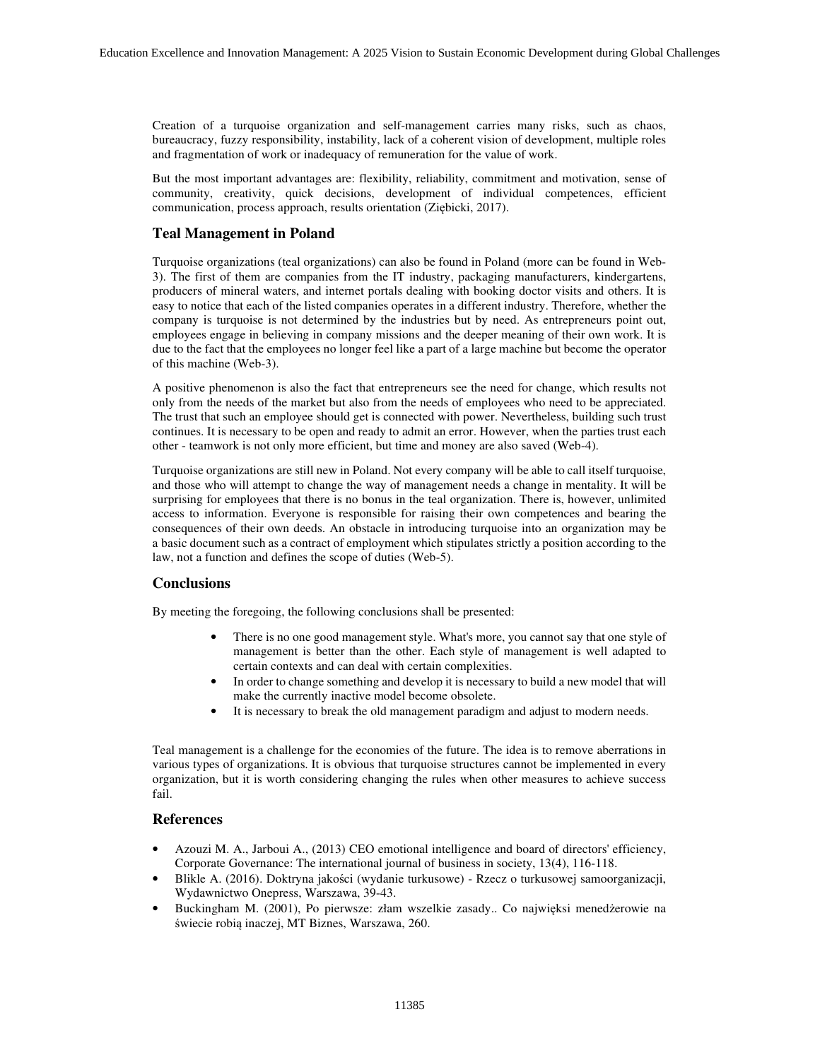Creation of a turquoise organization and self-management carries many risks, such as chaos, bureaucracy, fuzzy responsibility, instability, lack of a coherent vision of development, multiple roles and fragmentation of work or inadequacy of remuneration for the value of work.

But the most important advantages are: flexibility, reliability, commitment and motivation, sense of community, creativity, quick decisions, development of individual competences, efficient communication, process approach, results orientation (Ziębicki, 2017).

## Teal Management in Poland

Turquoise organizations (teal organizations) can also be found in Poland (more can be found in Web-3). The first of them are companies from the IT industry, packaging manufacturers, kindergartens, producers of mineral waters, and internet portals dealing with booking doctor visits and others. It is easy to notice that each of the listed companies operates in a different industry. Therefore, whether the company is turquoise is not determined by the industries but by need. As entrepreneurs point out, employees engage in believing in company missions and the deeper meaning of their own work. It is due to the fact that the employees no longer feel like a part of a large machine but become the operator of this machine (Web-3).

A positive phenomenon is also the fact that entrepreneurs see the need for change, which results not only from the needs of the market but also from the needs of employees who need to be appreciated. The trust that such an employee should get is connected with power. Nevertheless, building such trust continues. It is necessary to be open and ready to admit an error. However, when the parties trust each other - teamwork is not only more efficient, but time and money are also saved (Web-4).

Turquoise organizations are still new in Poland. Not every company will be able to call itself turquoise, and those who will attempt to change the way of management needs a change in mentality. It will be surprising for employees that there is no bonus in the teal organization. There is, however, unlimited access to information. Everyone is responsible for raising their own competences and bearing the consequences of their own deeds. An obstacle in introducing turquoise into an organization may be a basic document such as a contract of employment which stipulates strictly a position according to the law, not a function and defines the scope of duties (Web-5).

## Conclusions

By meeting the foregoing, the following conclusions shall be presented:

- There is no one good management style. What's more, you cannot say that one style of management is better than the other. Each style of management is well adapted to certain contexts and can deal with certain complexities.
- In order to change something and develop it is necessary to build a new model that will make the currently inactive model become obsolete.
- It is necessary to break the old management paradigm and adjust to modern needs.

Teal management is a challenge for the economies of the future. The idea is to remove aberrations in various types of organizations. It is obvious that turquoise structures cannot be implemented in every organization, but it is worth considering changing the rules when other measures to achieve success fail.

## References

- Azouzi M. A., Jarboui A., (2013) CEO emotional intelligence and board of directors' efficiency, Corporate Governance: The international journal of business in society, 13(4), 116-118.
- Blikle A. (2016). Doktryna jakości (wydanie turkusowe) - Rzecz o turkusowej samoorganizacji, Wydawnictwo Onepress, Warszawa, 39-43.
- Buckingham M. (2001), Po pierwsze: złam wszelkie zasady.. Co najwięksi menedżerowie na świecie robią inaczej, MT Biznes, Warszawa, 260.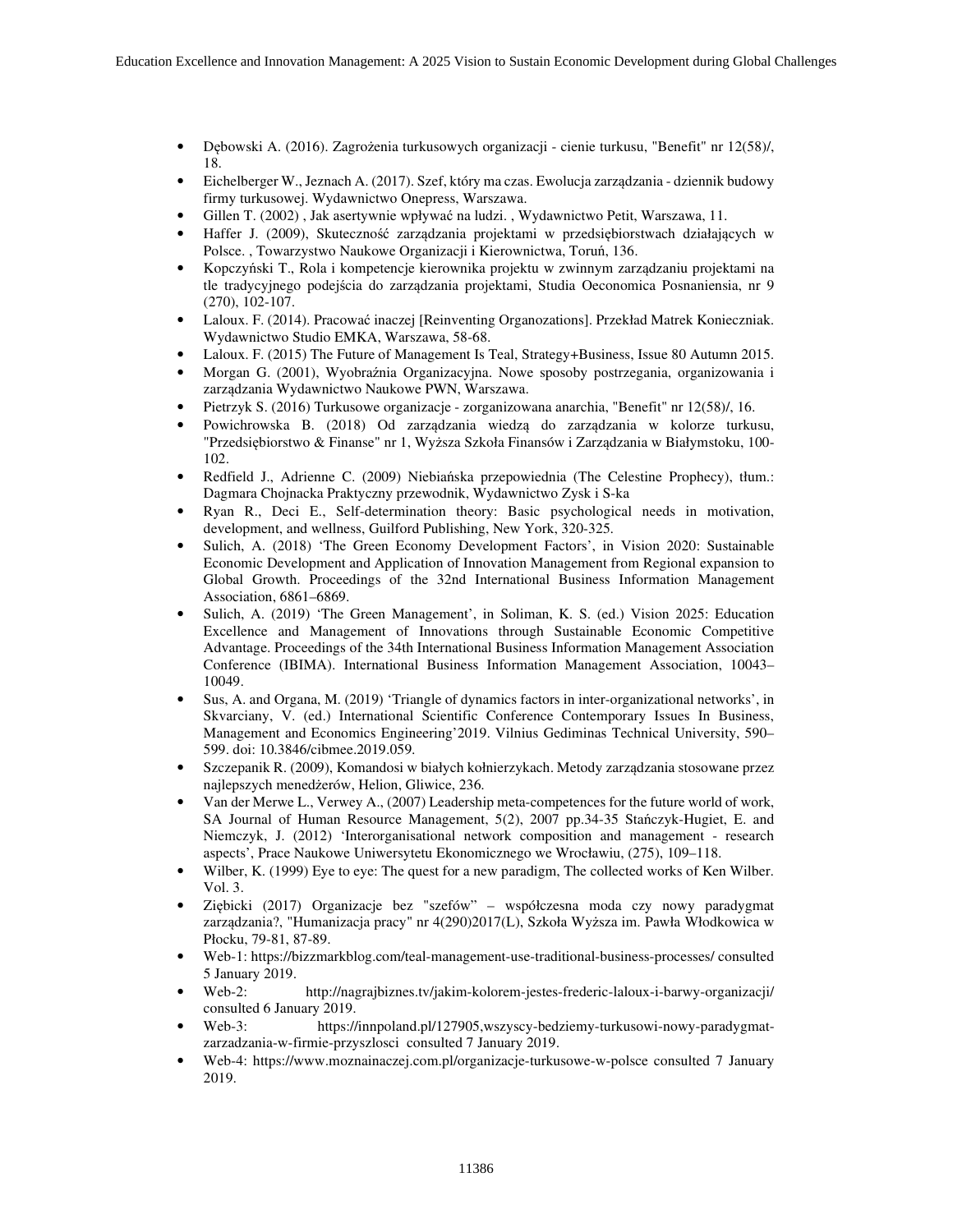- Dębowski A. (2016). Zagrożenia turkusowych organizacji - cienie turkusu, "Benefit" nr 12(58)/, 18.
- Eichelberger W., Jeznach A. (2017). Szef, który ma czas. Ewolucja zarządzania - dziennik budowy firmy turkusowej. Wydawnictwo Onepress, Warszawa.
- Gillen T. (2002) , Jak asertywnie wpływać na ludzi. , Wydawnictwo Petit, Warszawa, 11.
- Haffer J. (2009), Skuteczność zarządzania projektami w przedsiębiorstwach działających w Polsce. , Towarzystwo Naukowe Organizacji i Kierownictwa, Toruń, 136.
- Kopczyński T., Rola i kompetencje kierownika projektu w zwinnym zarządzaniu projektami na tle tradycyjnego podejścia do zarządzania projektami, Studia Oeconomica Posnaniensia, nr 9 (270), 102-107.
- Laloux. F. (2014). Pracować inaczej [Reinventing Organozations]. Przekład Matrek Konieczniak. Wydawnictwo Studio EMKA, Warszawa, 58-68.
- Laloux. F. (2015) The Future of Management Is Teal, Strategy+Business, Issue 80 Autumn 2015.
- Morgan G. (2001), Wyobraźnia Organizacyjna. Nowe sposoby postrzegania, organizowania i zarządzania Wydawnictwo Naukowe PWN, Warszawa.
- Pietrzyk S. (2016) Turkusowe organizacje - zorganizowana anarchia, "Benefit" nr 12(58)/, 16.
- Powichrowska B. (2018) Od zarządzania wiedzą do zarządzania w kolorze turkusu, "Przedsiębiorstwo & Finanse" nr 1, Wyższa Szkoła Finansów i Zarządzania w Białymstoku, 100-102.
- Redfield J., Adrienne C. (2009) Niebiańska przepowiednia (The Celestine Prophecy), tłum.: Dagmara Chojnacka Praktyczny przewodnik, Wydawnictwo Zysk i S-ka
- Ryan R., Deci E., Self-determination theory: Basic psychological needs in motivation, development, and wellness, Guilford Publishing, New York, 320-325.
- Sulich, A. (2018) 'The Green Economy Development Factors', in Vision 2020: Sustainable Economic Development and Application of Innovation Management from Regional expansion to Global Growth. Proceedings of the 32nd International Business Information Management Association, 6861–6869.
- Sulich, A. (2019) 'The Green Management', in Soliman, K. S. (ed.) Vision 2025: Education Excellence and Management of Innovations through Sustainable Economic Competitive Advantage. Proceedings of the 34th International Business Information Management Association Conference (IBIMA). International Business Information Management Association, 10043–10049.
- Sus, A. and Organa, M. (2019) 'Triangle of dynamics factors in inter-organizational networks', in Skvarciany, V. (ed.) International Scientific Conference Contemporary Issues In Business, Management and Economics Engineering'2019. Vilnius Gediminas Technical University, 590–599. doi: 10.3846/cibmee.2019.059.
- Szczepanik R. (2009), Komandosi w białych kołnierzykach. Metody zarządzania stosowane przez najlepszych menedżerów, Helion, Gliwice, 236.
- Van der Merwe L., Verwey A., (2007) Leadership meta-competences for the future world of work, SA Journal of Human Resource Management, 5(2), 2007 pp.34-35 Stańczyk-Hugiet, E. and Niemczyk, J. (2012) 'Interorganisational network composition and management - research aspects', Prace Naukowe Uniwersytetu Ekonomicznego we Wrocławiu, (275), 109–118.
- Wilber, K. (1999) Eye to eye: The quest for a new paradigm, The collected works of Ken Wilber. Vol. 3.
- Ziębicki (2017) Organizacje bez "szefów" – współczesna moda czy nowy paradygmat zarządzania?, "Humanizacja pracy" nr 4(290)2017(L), Szkoła Wyższa im. Pawła Włodkowica w Płocku, 79-81, 87-89.
- Web-1: https://bizzmarkblog.com/teal-management-use-traditional-business-processes/ consulted 5 January 2019.
- Web-2: http://nagrajbiznes.tv/jakim-kolorem-jestes-frederic-laloux-i-barwy-organizacji/ consulted 6 January 2019.
- Web-3: https://innpoland.pl/127905,wszyscy-bedziemy-turkusowi-nowy-paradygmat-zarzadzania-w-firmie-przyszlosci consulted 7 January 2019.
- Web-4: https://www.moznainaczej.com.pl/organizacje-turkusowe-w-polsce consulted 7 January 2019.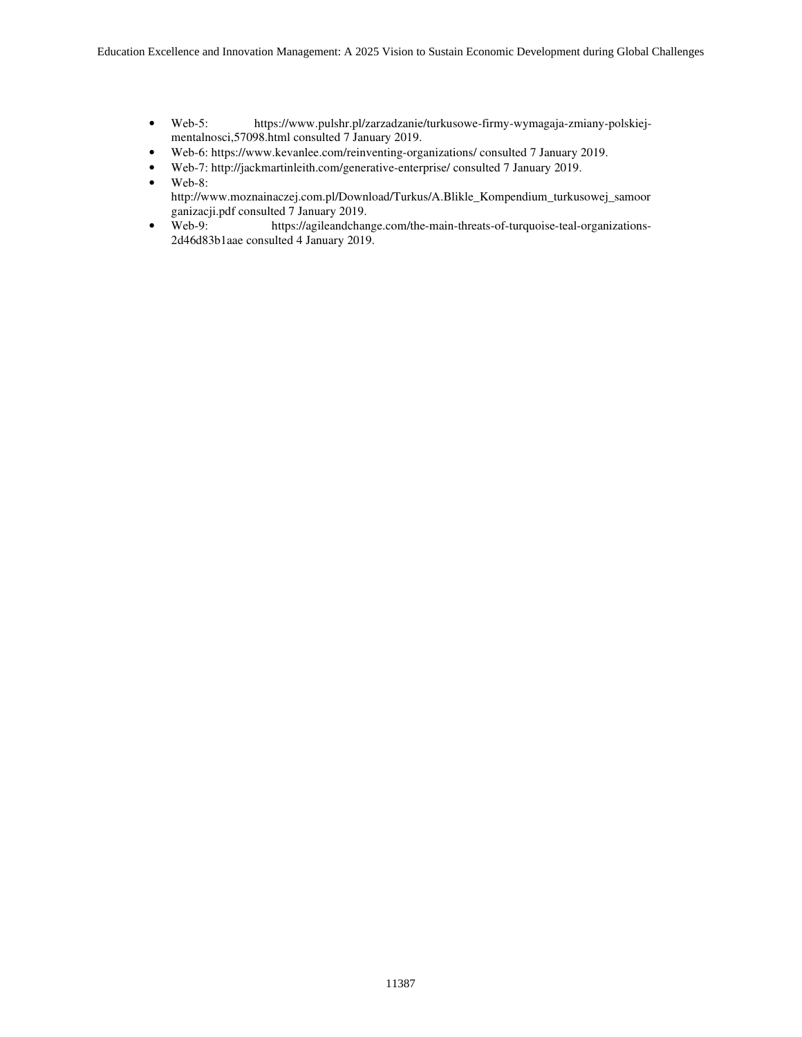- Web-5: https://www.pulshr.pl/zarzadzanie/turkusowe-firmy-wymagaja-zmiany-polskiej-mentalnosci,57098.html consulted 7 January 2019.
- Web-6: https://www.kevanlee.com/reinventing-organizations/ consulted 7 January 2019.
- Web-7: http://jackmartinleith.com/generative-enterprise/ consulted 7 January 2019.
- Web-8: http://www.moznainaczej.com.pl/Download/Turkus/A.Blikle_Kompendium_turkusowej_samoorganizacji.pdf consulted 7 January 2019.
- Web-9: https://agileandchange.com/the-main-threats-of-turquoise-teal-organizations-2d46d83b1aae consulted 4 January 2019.